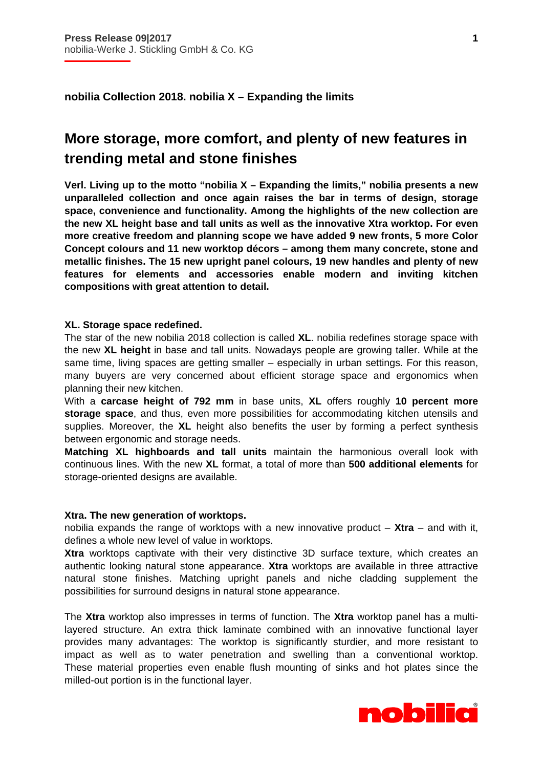**Press Release 09|2017**
nobilia-Werke J. Stickling GmbH & Co. KG

**nobilia Collection 2018. nobilia X – Expanding the limits**

# More storage, more comfort, and plenty of new features in trending metal and stone finishes

**Verl. Living up to the motto "nobilia X – Expanding the limits," nobilia presents a new unparalleled collection and once again raises the bar in terms of design, storage space, convenience and functionality. Among the highlights of the new collection are the new XL height base and tall units as well as the innovative Xtra worktop. For even more creative freedom and planning scope we have added 9 new fronts, 5 more Color Concept colours and 11 new worktop décors – among them many concrete, stone and metallic finishes. The 15 new upright panel colours, 19 new handles and plenty of new features for elements and accessories enable modern and inviting kitchen compositions with great attention to detail.**

**XL. Storage space redefined.**

The star of the new nobilia 2018 collection is called **XL**. nobilia redefines storage space with the new **XL height** in base and tall units. Nowadays people are growing taller. While at the same time, living spaces are getting smaller – especially in urban settings. For this reason, many buyers are very concerned about efficient storage space and ergonomics when planning their new kitchen.

With a **carcase height of 792 mm** in base units, **XL** offers roughly **10 percent more storage space**, and thus, even more possibilities for accommodating kitchen utensils and supplies. Moreover, the **XL** height also benefits the user by forming a perfect synthesis between ergonomic and storage needs.

**Matching XL highboards and tall units** maintain the harmonious overall look with continuous lines. With the new **XL** format, a total of more than **500 additional elements** for storage-oriented designs are available.

**Xtra. The new generation of worktops.**

nobilia expands the range of worktops with a new innovative product – **Xtra** – and with it, defines a whole new level of value in worktops.

**Xtra** worktops captivate with their very distinctive 3D surface texture, which creates an authentic looking natural stone appearance. **Xtra** worktops are available in three attractive natural stone finishes. Matching upright panels and niche cladding supplement the possibilities for surround designs in natural stone appearance.

The **Xtra** worktop also impresses in terms of function. The **Xtra** worktop panel has a multi-layered structure. An extra thick laminate combined with an innovative functional layer provides many advantages: The worktop is significantly sturdier, and more resistant to impact as well as to water penetration and swelling than a conventional worktop. These material properties even enable flush mounting of sinks and hot plates since the milled-out portion is in the functional layer.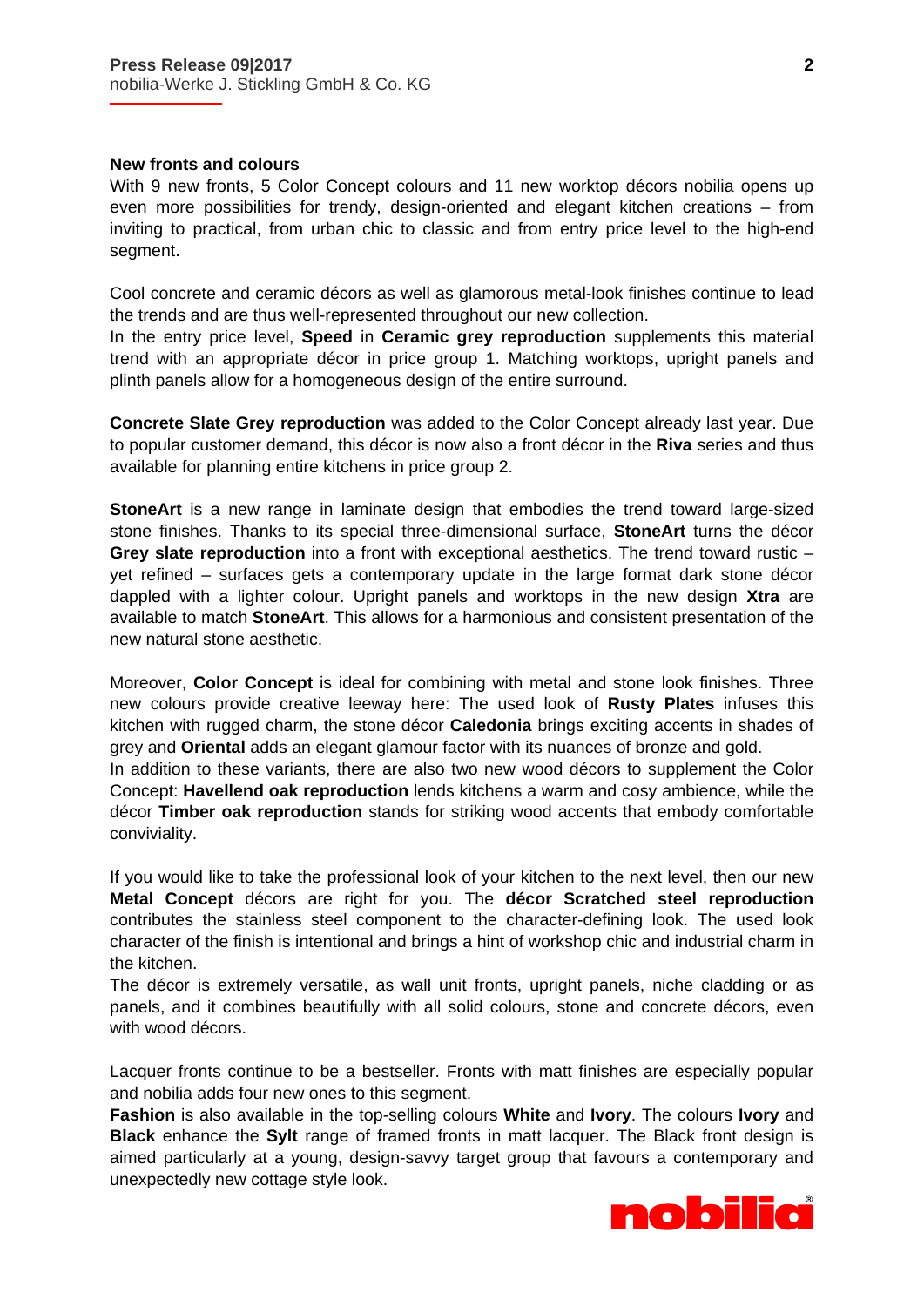## New fronts and colours

With 9 new fronts, 5 Color Concept colours and 11 new worktop décors nobilia opens up even more possibilities for trendy, design-oriented and elegant kitchen creations – from inviting to practical, from urban chic to classic and from entry price level to the high-end segment.

Cool concrete and ceramic décors as well as glamorous metal-look finishes continue to lead the trends and are thus well-represented throughout our new collection.
In the entry price level, **Speed** in **Ceramic grey reproduction** supplements this material trend with an appropriate décor in price group 1. Matching worktops, upright panels and plinth panels allow for a homogeneous design of the entire surround.

**Concrete Slate Grey reproduction** was added to the Color Concept already last year. Due to popular customer demand, this décor is now also a front décor in the **Riva** series and thus available for planning entire kitchens in price group 2.

**StoneArt** is a new range in laminate design that embodies the trend toward large-sized stone finishes. Thanks to its special three-dimensional surface, **StoneArt** turns the décor **Grey slate reproduction** into a front with exceptional aesthetics. The trend toward rustic – yet refined – surfaces gets a contemporary update in the large format dark stone décor dappled with a lighter colour. Upright panels and worktops in the new design **Xtra** are available to match **StoneArt**. This allows for a harmonious and consistent presentation of the new natural stone aesthetic.

Moreover, **Color Concept** is ideal for combining with metal and stone look finishes. Three new colours provide creative leeway here: The used look of **Rusty Plates** infuses this kitchen with rugged charm, the stone décor **Caledonia** brings exciting accents in shades of grey and **Oriental** adds an elegant glamour factor with its nuances of bronze and gold.
In addition to these variants, there are also two new wood décors to supplement the Color Concept: **Havellend oak reproduction** lends kitchens a warm and cosy ambience, while the décor **Timber oak reproduction** stands for striking wood accents that embody comfortable conviviality.

If you would like to take the professional look of your kitchen to the next level, then our new **Metal Concept** décors are right for you. The **décor Scratched steel reproduction** contributes the stainless steel component to the character-defining look. The used look character of the finish is intentional and brings a hint of workshop chic and industrial charm in the kitchen.
The décor is extremely versatile, as wall unit fronts, upright panels, niche cladding or as panels, and it combines beautifully with all solid colours, stone and concrete décors, even with wood décors.

Lacquer fronts continue to be a bestseller. Fronts with matt finishes are especially popular and nobilia adds four new ones to this segment.
**Fashion** is also available in the top-selling colours **White** and **Ivory**. The colours **Ivory** and **Black** enhance the **Sylt** range of framed fronts in matt lacquer. The Black front design is aimed particularly at a young, design-savvy target group that favours a contemporary and unexpectedly new cottage style look.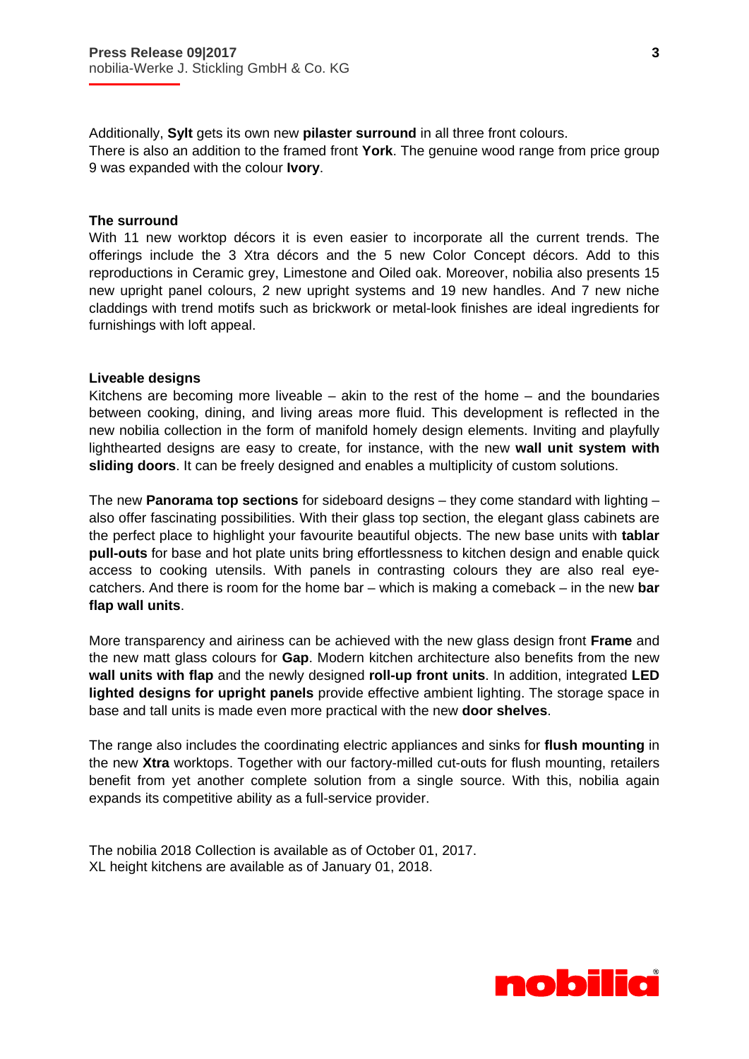Additionally, **Sylt** gets its own new **pilaster surround** in all three front colours.
There is also an addition to the framed front **York**. The genuine wood range from price group 9 was expanded with the colour **Ivory**.

**The surround**

With 11 new worktop décors it is even easier to incorporate all the current trends. The offerings include the 3 Xtra décors and the 5 new Color Concept décors. Add to this reproductions in Ceramic grey, Limestone and Oiled oak. Moreover, nobilia also presents 15 new upright panel colours, 2 new upright systems and 19 new handles. And 7 new niche claddings with trend motifs such as brickwork or metal-look finishes are ideal ingredients for furnishings with loft appeal.

**Liveable designs**

Kitchens are becoming more liveable – akin to the rest of the home – and the boundaries between cooking, dining, and living areas more fluid. This development is reflected in the new nobilia collection in the form of manifold homely design elements. Inviting and playfully lighthearted designs are easy to create, for instance, with the new **wall unit system with sliding doors**. It can be freely designed and enables a multiplicity of custom solutions.

The new **Panorama top sections** for sideboard designs – they come standard with lighting – also offer fascinating possibilities. With their glass top section, the elegant glass cabinets are the perfect place to highlight your favourite beautiful objects. The new base units with **tablar pull-outs** for base and hot plate units bring effortlessness to kitchen design and enable quick access to cooking utensils. With panels in contrasting colours they are also real eye-catchers. And there is room for the home bar – which is making a comeback – in the new **bar flap wall units**.

More transparency and airiness can be achieved with the new glass design front **Frame** and the new matt glass colours for **Gap**. Modern kitchen architecture also benefits from the new **wall units with flap** and the newly designed **roll-up front units**. In addition, integrated **LED lighted designs for upright panels** provide effective ambient lighting. The storage space in base and tall units is made even more practical with the new **door shelves**.

The range also includes the coordinating electric appliances and sinks for **flush mounting** in the new **Xtra** worktops. Together with our factory-milled cut-outs for flush mounting, retailers benefit from yet another complete solution from a single source. With this, nobilia again expands its competitive ability as a full-service provider.

The nobilia 2018 Collection is available as of October 01, 2017.
XL height kitchens are available as of January 01, 2018.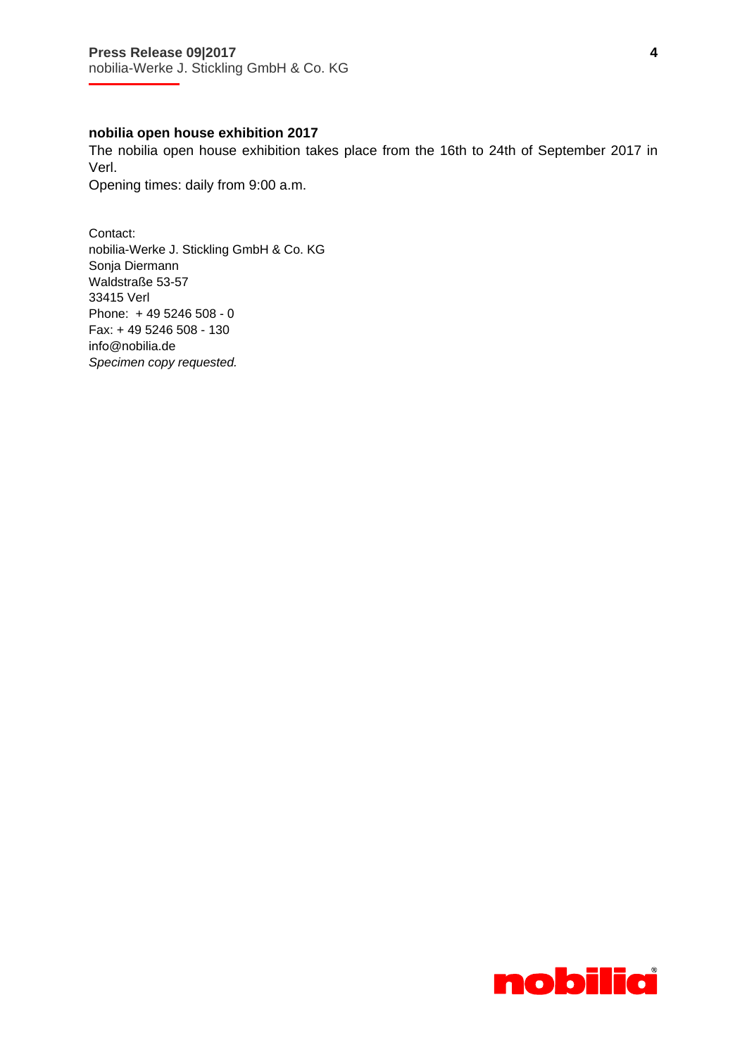**nobilia open house exhibition 2017**

The nobilia open house exhibition takes place from the 16th to 24th of September 2017 in Verl.

Opening times: daily from 9:00 a.m.

Contact:
nobilia-Werke J. Stickling GmbH & Co. KG
Sonja Diermann
Waldstraße 53-57
33415 Verl
Phone: + 49 5246 508 - 0
Fax: + 49 5246 508 - 130
info@nobilia.de
*Specimen copy requested.*